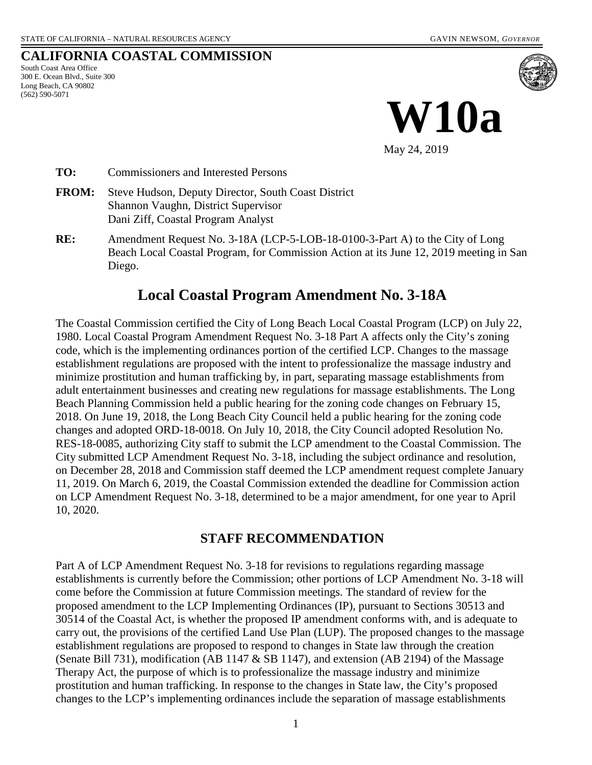STATE OF CALIFORNIA – NATURAL RESOURCES AGENCY GAVIN NEWSOM, *GOVERNOR*

# CALIFORNIA COASTAL COMMISSION

South Coast Area Office
300 E. Ocean Blvd., Suite 300
Long Beach, CA 90802
(562) 590-5071

# W10a

May 24, 2019

**TO:** Commissioners and Interested Persons

**FROM:** Steve Hudson, Deputy Director, South Coast District
Shannon Vaughn, District Supervisor
Dani Ziff, Coastal Program Analyst

**RE:** Amendment Request No. 3-18A (LCP-5-LOB-18-0100-3-Part A) to the City of Long Beach Local Coastal Program, for Commission Action at its June 12, 2019 meeting in San Diego.

## Local Coastal Program Amendment No. 3-18A

The Coastal Commission certified the City of Long Beach Local Coastal Program (LCP) on July 22, 1980. Local Coastal Program Amendment Request No. 3-18 Part A affects only the City's zoning code, which is the implementing ordinances portion of the certified LCP. Changes to the massage establishment regulations are proposed with the intent to professionalize the massage industry and minimize prostitution and human trafficking by, in part, separating massage establishments from adult entertainment businesses and creating new regulations for massage establishments. The Long Beach Planning Commission held a public hearing for the zoning code changes on February 15, 2018. On June 19, 2018, the Long Beach City Council held a public hearing for the zoning code changes and adopted ORD-18-0018. On July 10, 2018, the City Council adopted Resolution No. RES-18-0085, authorizing City staff to submit the LCP amendment to the Coastal Commission. The City submitted LCP Amendment Request No. 3-18, including the subject ordinance and resolution, on December 28, 2018 and Commission staff deemed the LCP amendment request complete January 11, 2019. On March 6, 2019, the Coastal Commission extended the deadline for Commission action on LCP Amendment Request No. 3-18, determined to be a major amendment, for one year to April 10, 2020.

## STAFF RECOMMENDATION

Part A of LCP Amendment Request No. 3-18 for revisions to regulations regarding massage establishments is currently before the Commission; other portions of LCP Amendment No. 3-18 will come before the Commission at future Commission meetings. The standard of review for the proposed amendment to the LCP Implementing Ordinances (IP), pursuant to Sections 30513 and 30514 of the Coastal Act, is whether the proposed IP amendment conforms with, and is adequate to carry out, the provisions of the certified Land Use Plan (LUP). The proposed changes to the massage establishment regulations are proposed to respond to changes in State law through the creation (Senate Bill 731), modification (AB 1147 & SB 1147), and extension (AB 2194) of the Massage Therapy Act, the purpose of which is to professionalize the massage industry and minimize prostitution and human trafficking. In response to the changes in State law, the City's proposed changes to the LCP's implementing ordinances include the separation of massage establishments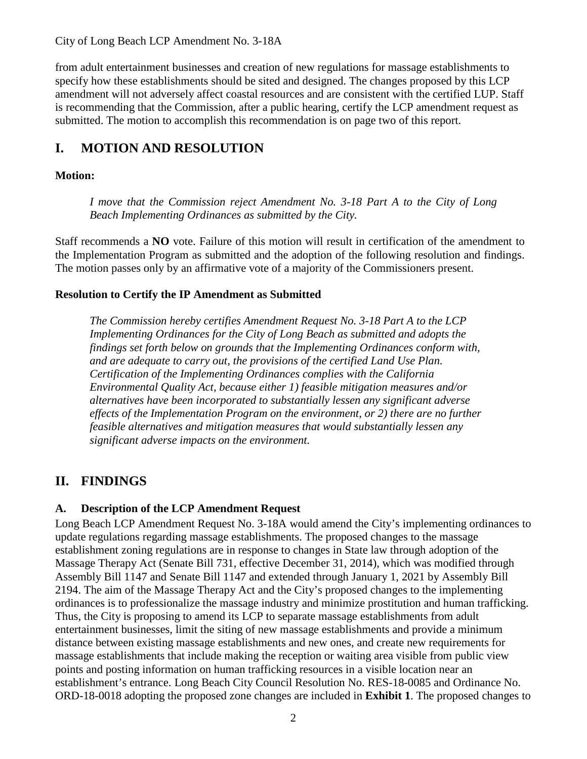from adult entertainment businesses and creation of new regulations for massage establishments to specify how these establishments should be sited and designed. The changes proposed by this LCP amendment will not adversely affect coastal resources and are consistent with the certified LUP. Staff is recommending that the Commission, after a public hearing, certify the LCP amendment request as submitted. The motion to accomplish this recommendation is on page two of this report.

# I. MOTION AND RESOLUTION

**Motion:**

> *I move that the Commission reject Amendment No. 3-18 Part A to the City of Long Beach Implementing Ordinances as submitted by the City.*

Staff recommends a **NO** vote. Failure of this motion will result in certification of the amendment to the Implementation Program as submitted and the adoption of the following resolution and findings. The motion passes only by an affirmative vote of a majority of the Commissioners present.

**Resolution to Certify the IP Amendment as Submitted**

> *The Commission hereby certifies Amendment Request No. 3-18 Part A to the LCP Implementing Ordinances for the City of Long Beach as submitted and adopts the findings set forth below on grounds that the Implementing Ordinances conform with, and are adequate to carry out, the provisions of the certified Land Use Plan. Certification of the Implementing Ordinances complies with the California Environmental Quality Act, because either 1) feasible mitigation measures and/or alternatives have been incorporated to substantially lessen any significant adverse effects of the Implementation Program on the environment, or 2) there are no further feasible alternatives and mitigation measures that would substantially lessen any significant adverse impacts on the environment.*

# II. FINDINGS

## A. Description of the LCP Amendment Request

Long Beach LCP Amendment Request No. 3-18A would amend the City's implementing ordinances to update regulations regarding massage establishments. The proposed changes to the massage establishment zoning regulations are in response to changes in State law through adoption of the Massage Therapy Act (Senate Bill 731, effective December 31, 2014), which was modified through Assembly Bill 1147 and Senate Bill 1147 and extended through January 1, 2021 by Assembly Bill 2194. The aim of the Massage Therapy Act and the City's proposed changes to the implementing ordinances is to professionalize the massage industry and minimize prostitution and human trafficking. Thus, the City is proposing to amend its LCP to separate massage establishments from adult entertainment businesses, limit the siting of new massage establishments and provide a minimum distance between existing massage establishments and new ones, and create new requirements for massage establishments that include making the reception or waiting area visible from public view points and posting information on human trafficking resources in a visible location near an establishment's entrance. Long Beach City Council Resolution No. RES-18-0085 and Ordinance No. ORD-18-0018 adopting the proposed zone changes are included in **Exhibit 1**. The proposed changes to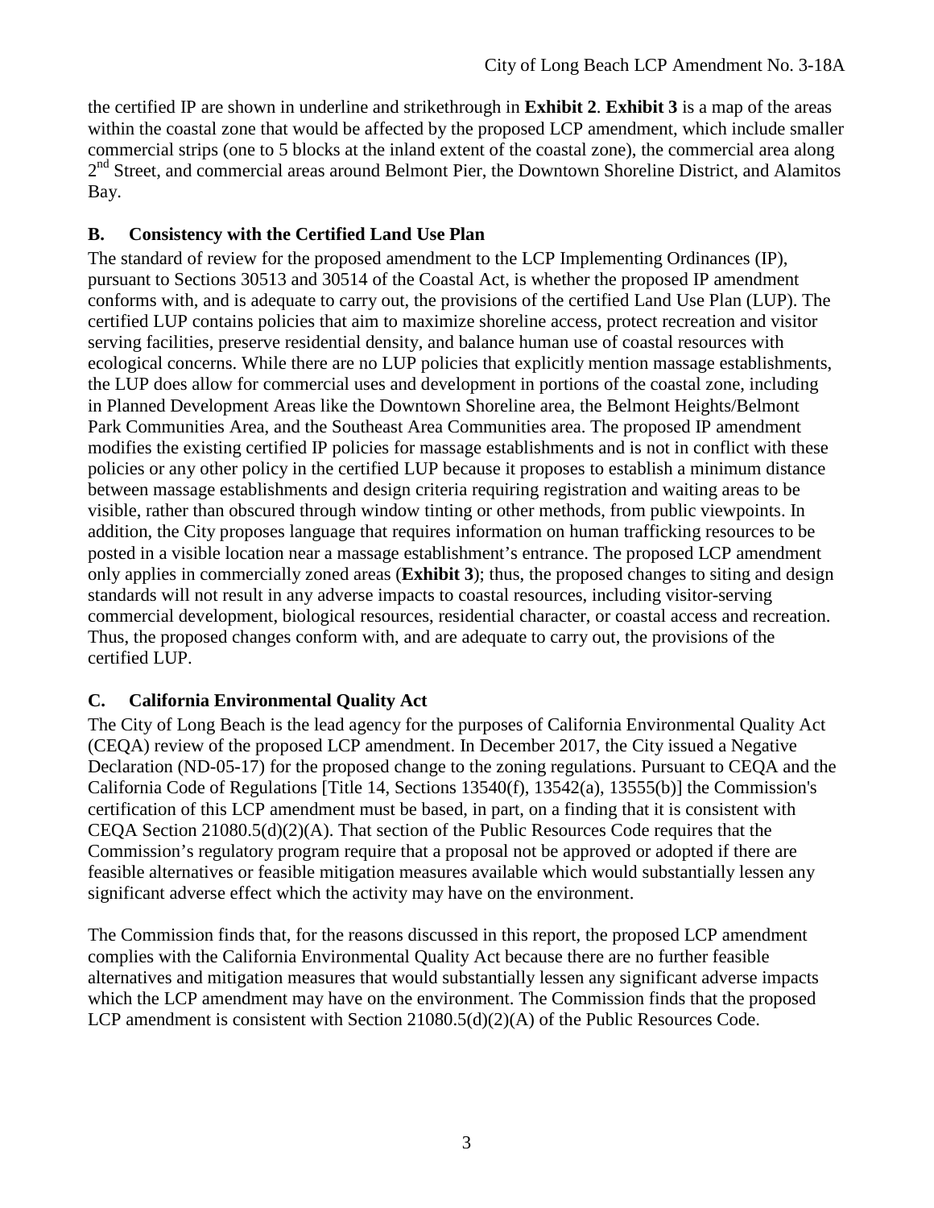the certified IP are shown in underline and strikethrough in **Exhibit 2**. **Exhibit 3** is a map of the areas within the coastal zone that would be affected by the proposed LCP amendment, which include smaller commercial strips (one to 5 blocks at the inland extent of the coastal zone), the commercial area along 2nd Street, and commercial areas around Belmont Pier, the Downtown Shoreline District, and Alamitos Bay.

## B. Consistency with the Certified Land Use Plan

The standard of review for the proposed amendment to the LCP Implementing Ordinances (IP), pursuant to Sections 30513 and 30514 of the Coastal Act, is whether the proposed IP amendment conforms with, and is adequate to carry out, the provisions of the certified Land Use Plan (LUP). The certified LUP contains policies that aim to maximize shoreline access, protect recreation and visitor serving facilities, preserve residential density, and balance human use of coastal resources with ecological concerns. While there are no LUP policies that explicitly mention massage establishments, the LUP does allow for commercial uses and development in portions of the coastal zone, including in Planned Development Areas like the Downtown Shoreline area, the Belmont Heights/Belmont Park Communities Area, and the Southeast Area Communities area. The proposed IP amendment modifies the existing certified IP policies for massage establishments and is not in conflict with these policies or any other policy in the certified LUP because it proposes to establish a minimum distance between massage establishments and design criteria requiring registration and waiting areas to be visible, rather than obscured through window tinting or other methods, from public viewpoints. In addition, the City proposes language that requires information on human trafficking resources to be posted in a visible location near a massage establishment's entrance. The proposed LCP amendment only applies in commercially zoned areas (**Exhibit 3**); thus, the proposed changes to siting and design standards will not result in any adverse impacts to coastal resources, including visitor-serving commercial development, biological resources, residential character, or coastal access and recreation. Thus, the proposed changes conform with, and are adequate to carry out, the provisions of the certified LUP.

## C. California Environmental Quality Act

The City of Long Beach is the lead agency for the purposes of California Environmental Quality Act (CEQA) review of the proposed LCP amendment. In December 2017, the City issued a Negative Declaration (ND-05-17) for the proposed change to the zoning regulations. Pursuant to CEQA and the California Code of Regulations [Title 14, Sections 13540(f), 13542(a), 13555(b)] the Commission's certification of this LCP amendment must be based, in part, on a finding that it is consistent with CEQA Section 21080.5(d)(2)(A). That section of the Public Resources Code requires that the Commission's regulatory program require that a proposal not be approved or adopted if there are feasible alternatives or feasible mitigation measures available which would substantially lessen any significant adverse effect which the activity may have on the environment.

The Commission finds that, for the reasons discussed in this report, the proposed LCP amendment complies with the California Environmental Quality Act because there are no further feasible alternatives and mitigation measures that would substantially lessen any significant adverse impacts which the LCP amendment may have on the environment. The Commission finds that the proposed LCP amendment is consistent with Section 21080.5(d)(2)(A) of the Public Resources Code.